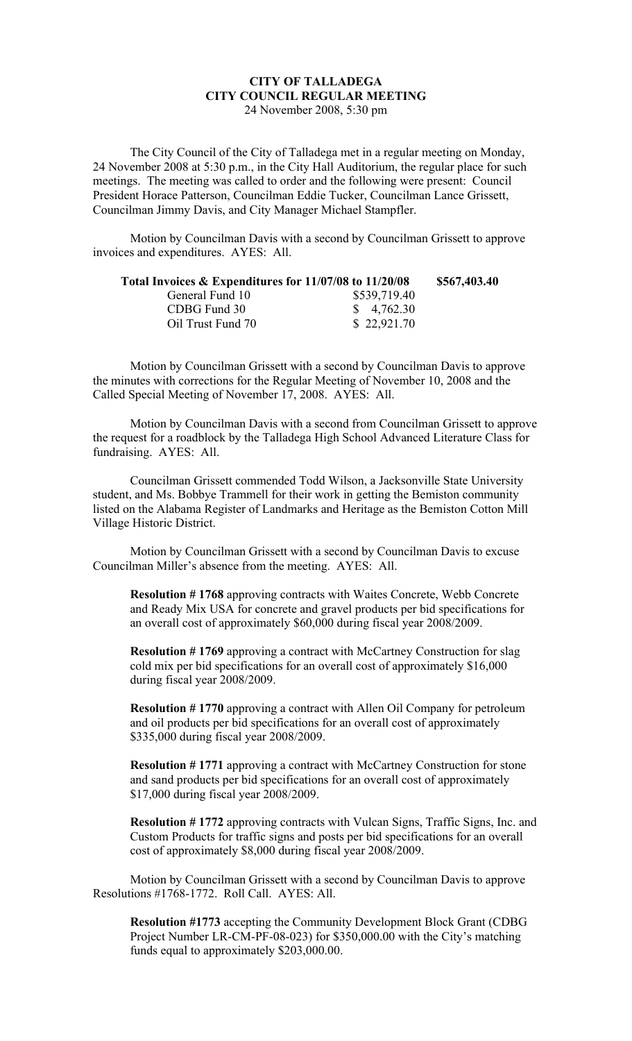**CITY OF TALLADEGA**
**CITY COUNCIL REGULAR MEETING**
24 November 2008, 5:30 pm

The City Council of the City of Talladega met in a regular meeting on Monday, 24 November 2008 at 5:30 p.m., in the City Hall Auditorium, the regular place for such meetings. The meeting was called to order and the following were present: Council President Horace Patterson, Councilman Eddie Tucker, Councilman Lance Grissett, Councilman Jimmy Davis, and City Manager Michael Stampfler.

Motion by Councilman Davis with a second by Councilman Grissett to approve invoices and expenditures. AYES: All.

| **Total Invoices & Expenditures for 11/07/08 to 11/20/08** | | **$567,403.40** |
|---|---|---|
| General Fund 10 | $539,719.40 | |
| CDBG Fund 30 | $ 4,762.30 | |
| Oil Trust Fund 70 | $ 22,921.70 | |

Motion by Councilman Grissett with a second by Councilman Davis to approve the minutes with corrections for the Regular Meeting of November 10, 2008 and the Called Special Meeting of November 17, 2008. AYES: All.

Motion by Councilman Davis with a second from Councilman Grissett to approve the request for a roadblock by the Talladega High School Advanced Literature Class for fundraising. AYES: All.

Councilman Grissett commended Todd Wilson, a Jacksonville State University student, and Ms. Bobbye Trammell for their work in getting the Bemiston community listed on the Alabama Register of Landmarks and Heritage as the Bemiston Cotton Mill Village Historic District.

Motion by Councilman Grissett with a second by Councilman Davis to excuse Councilman Miller's absence from the meeting. AYES: All.

**Resolution # 1768** approving contracts with Waites Concrete, Webb Concrete and Ready Mix USA for concrete and gravel products per bid specifications for an overall cost of approximately $60,000 during fiscal year 2008/2009.

**Resolution # 1769** approving a contract with McCartney Construction for slag cold mix per bid specifications for an overall cost of approximately $16,000 during fiscal year 2008/2009.

**Resolution # 1770** approving a contract with Allen Oil Company for petroleum and oil products per bid specifications for an overall cost of approximately $335,000 during fiscal year 2008/2009.

**Resolution # 1771** approving a contract with McCartney Construction for stone and sand products per bid specifications for an overall cost of approximately $17,000 during fiscal year 2008/2009.

**Resolution # 1772** approving contracts with Vulcan Signs, Traffic Signs, Inc. and Custom Products for traffic signs and posts per bid specifications for an overall cost of approximately $8,000 during fiscal year 2008/2009.

Motion by Councilman Grissett with a second by Councilman Davis to approve Resolutions #1768-1772. Roll Call. AYES: All.

**Resolution #1773** accepting the Community Development Block Grant (CDBG Project Number LR-CM-PF-08-023) for $350,000.00 with the City's matching funds equal to approximately $203,000.00.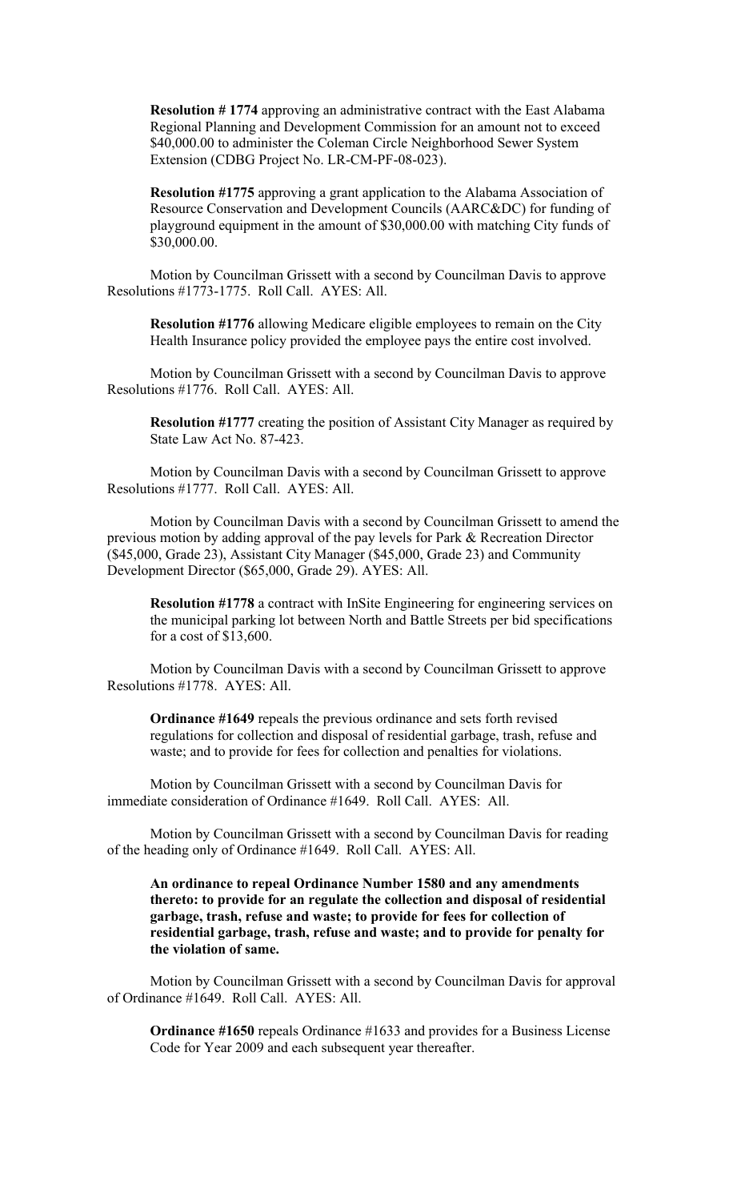**Resolution # 1774** approving an administrative contract with the East Alabama Regional Planning and Development Commission for an amount not to exceed $40,000.00 to administer the Coleman Circle Neighborhood Sewer System Extension (CDBG Project No. LR-CM-PF-08-023).

**Resolution #1775** approving a grant application to the Alabama Association of Resource Conservation and Development Councils (AARC&DC) for funding of playground equipment in the amount of $30,000.00 with matching City funds of $30,000.00.

Motion by Councilman Grissett with a second by Councilman Davis to approve Resolutions #1773-1775. Roll Call. AYES: All.

**Resolution #1776** allowing Medicare eligible employees to remain on the City Health Insurance policy provided the employee pays the entire cost involved.

Motion by Councilman Grissett with a second by Councilman Davis to approve Resolutions #1776. Roll Call. AYES: All.

**Resolution #1777** creating the position of Assistant City Manager as required by State Law Act No. 87-423.

Motion by Councilman Davis with a second by Councilman Grissett to approve Resolutions #1777. Roll Call. AYES: All.

Motion by Councilman Davis with a second by Councilman Grissett to amend the previous motion by adding approval of the pay levels for Park & Recreation Director ($45,000, Grade 23), Assistant City Manager ($45,000, Grade 23) and Community Development Director ($65,000, Grade 29). AYES: All.

**Resolution #1778** a contract with InSite Engineering for engineering services on the municipal parking lot between North and Battle Streets per bid specifications for a cost of $13,600.

Motion by Councilman Davis with a second by Councilman Grissett to approve Resolutions #1778. AYES: All.

**Ordinance #1649** repeals the previous ordinance and sets forth revised regulations for collection and disposal of residential garbage, trash, refuse and waste; and to provide for fees for collection and penalties for violations.

Motion by Councilman Grissett with a second by Councilman Davis for immediate consideration of Ordinance #1649. Roll Call. AYES: All.

Motion by Councilman Grissett with a second by Councilman Davis for reading of the heading only of Ordinance #1649. Roll Call. AYES: All.

**An ordinance to repeal Ordinance Number 1580 and any amendments thereto: to provide for an regulate the collection and disposal of residential garbage, trash, refuse and waste; to provide for fees for collection of residential garbage, trash, refuse and waste; and to provide for penalty for the violation of same.**

Motion by Councilman Grissett with a second by Councilman Davis for approval of Ordinance #1649. Roll Call. AYES: All.

**Ordinance #1650** repeals Ordinance #1633 and provides for a Business License Code for Year 2009 and each subsequent year thereafter.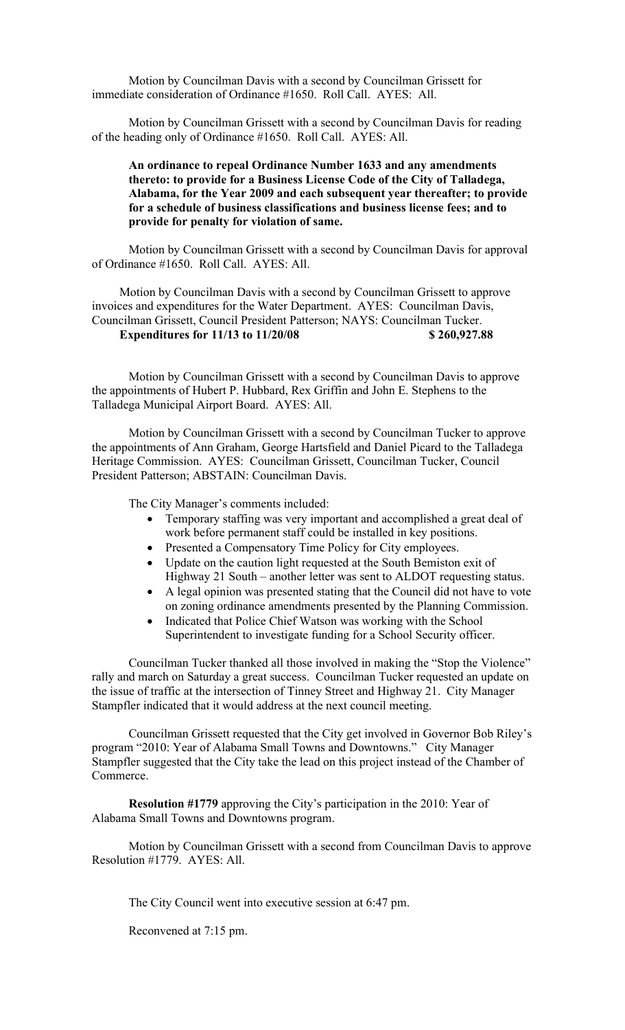Motion by Councilman Davis with a second by Councilman Grissett for immediate consideration of Ordinance #1650. Roll Call. AYES: All.

Motion by Councilman Grissett with a second by Councilman Davis for reading of the heading only of Ordinance #1650. Roll Call. AYES: All.

**An ordinance to repeal Ordinance Number 1633 and any amendments thereto: to provide for a Business License Code of the City of Talladega, Alabama, for the Year 2009 and each subsequent year thereafter; to provide for a schedule of business classifications and business license fees; and to provide for penalty for violation of same.**

Motion by Councilman Grissett with a second by Councilman Davis for approval of Ordinance #1650. Roll Call. AYES: All.

Motion by Councilman Davis with a second by Councilman Grissett to approve invoices and expenditures for the Water Department. AYES: Councilman Davis, Councilman Grissett, Council President Patterson; NAYS: Councilman Tucker.

**Expenditures for 11/13 to 11/20/08 $ 260,927.88**

Motion by Councilman Grissett with a second by Councilman Davis to approve the appointments of Hubert P. Hubbard, Rex Griffin and John E. Stephens to the Talladega Municipal Airport Board. AYES: All.

Motion by Councilman Grissett with a second by Councilman Tucker to approve the appointments of Ann Graham, George Hartsfield and Daniel Picard to the Talladega Heritage Commission. AYES: Councilman Grissett, Councilman Tucker, Council President Patterson; ABSTAIN: Councilman Davis.

The City Manager's comments included:

- Temporary staffing was very important and accomplished a great deal of work before permanent staff could be installed in key positions.
- Presented a Compensatory Time Policy for City employees.
- Update on the caution light requested at the South Bemiston exit of Highway 21 South – another letter was sent to ALDOT requesting status.
- A legal opinion was presented stating that the Council did not have to vote on zoning ordinance amendments presented by the Planning Commission.
- Indicated that Police Chief Watson was working with the School Superintendent to investigate funding for a School Security officer.

Councilman Tucker thanked all those involved in making the "Stop the Violence" rally and march on Saturday a great success. Councilman Tucker requested an update on the issue of traffic at the intersection of Tinney Street and Highway 21. City Manager Stampfler indicated that it would address at the next council meeting.

Councilman Grissett requested that the City get involved in Governor Bob Riley's program "2010: Year of Alabama Small Towns and Downtowns." City Manager Stampfler suggested that the City take the lead on this project instead of the Chamber of Commerce.

**Resolution #1779** approving the City's participation in the 2010: Year of Alabama Small Towns and Downtowns program.

Motion by Councilman Grissett with a second from Councilman Davis to approve Resolution #1779. AYES: All.

The City Council went into executive session at 6:47 pm.

Reconvened at 7:15 pm.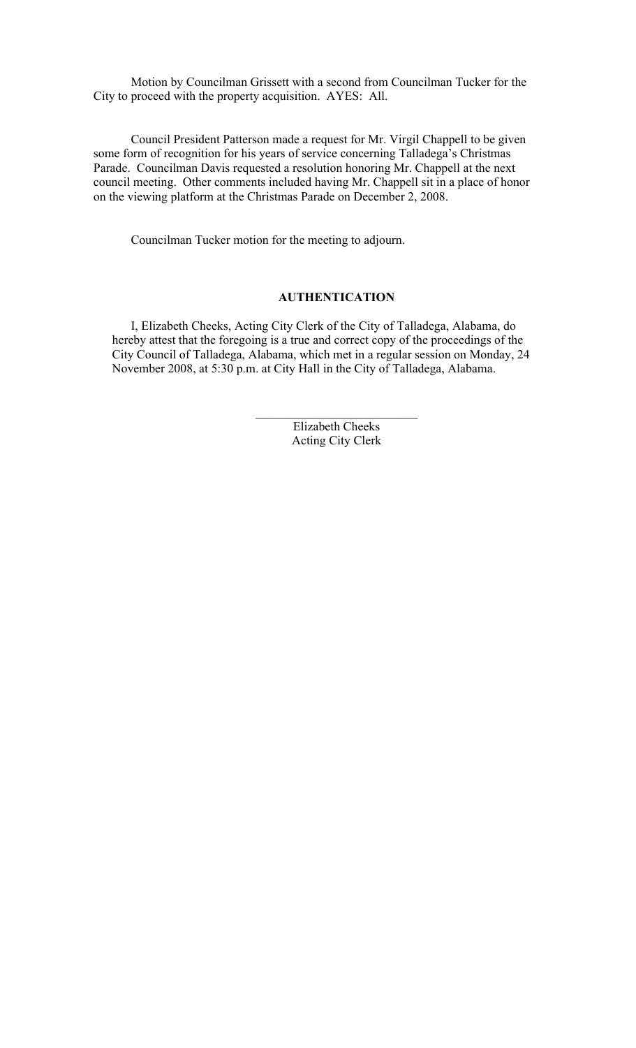Motion by Councilman Grissett with a second from Councilman Tucker for the City to proceed with the property acquisition. AYES: All.

Council President Patterson made a request for Mr. Virgil Chappell to be given some form of recognition for his years of service concerning Talladega's Christmas Parade. Councilman Davis requested a resolution honoring Mr. Chappell at the next council meeting. Other comments included having Mr. Chappell sit in a place of honor on the viewing platform at the Christmas Parade on December 2, 2008.

Councilman Tucker motion for the meeting to adjourn.

**AUTHENTICATION**

I, Elizabeth Cheeks, Acting City Clerk of the City of Talladega, Alabama, do hereby attest that the foregoing is a true and correct copy of the proceedings of the City Council of Talladega, Alabama, which met in a regular session on Monday, 24 November 2008, at 5:30 p.m. at City Hall in the City of Talladega, Alabama.

\_\_\_\_\_\_\_\_\_\_\_\_\_\_\_\_\_\_\_\_\_\_\_\_\_\_\_\_

Elizabeth Cheeks
Acting City Clerk